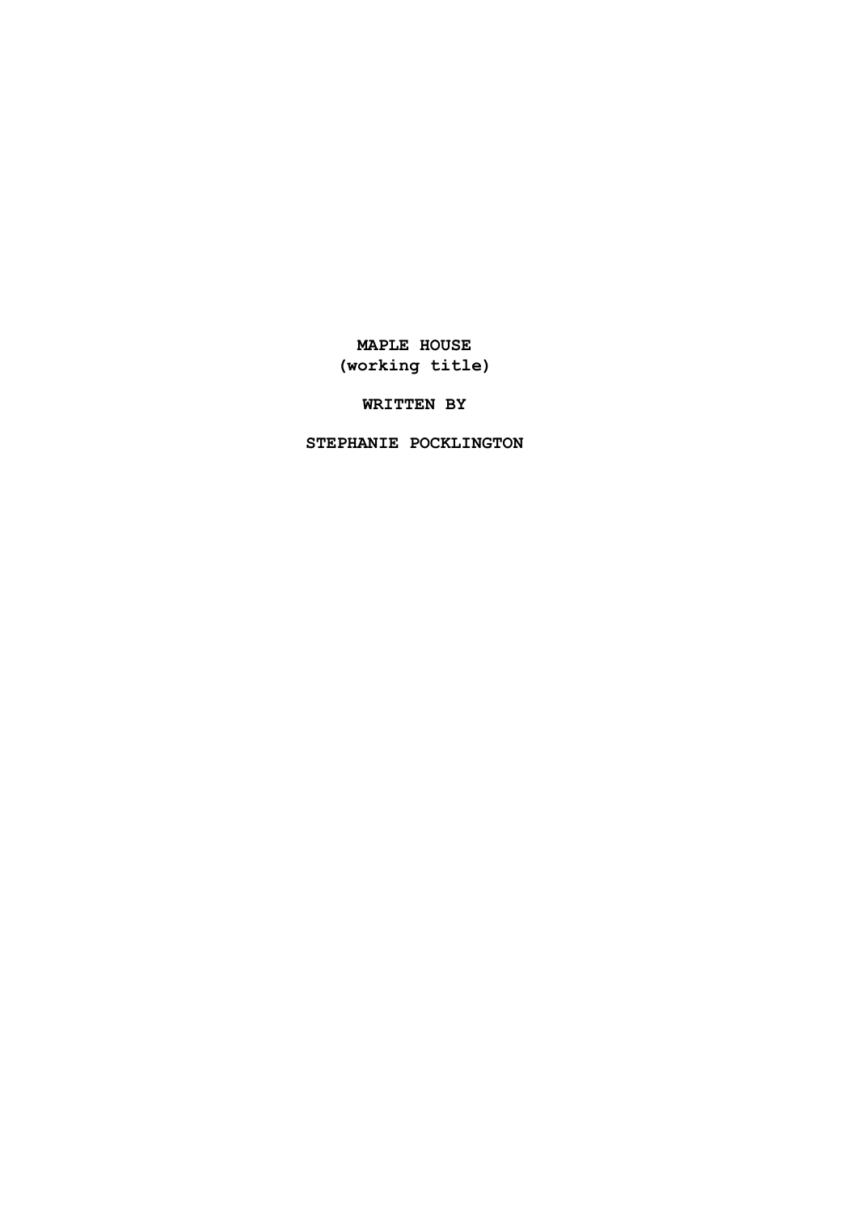**MAPLE HOUSE**
**(working title)**

**WRITTEN BY**

**STEPHANIE POCKLINGTON**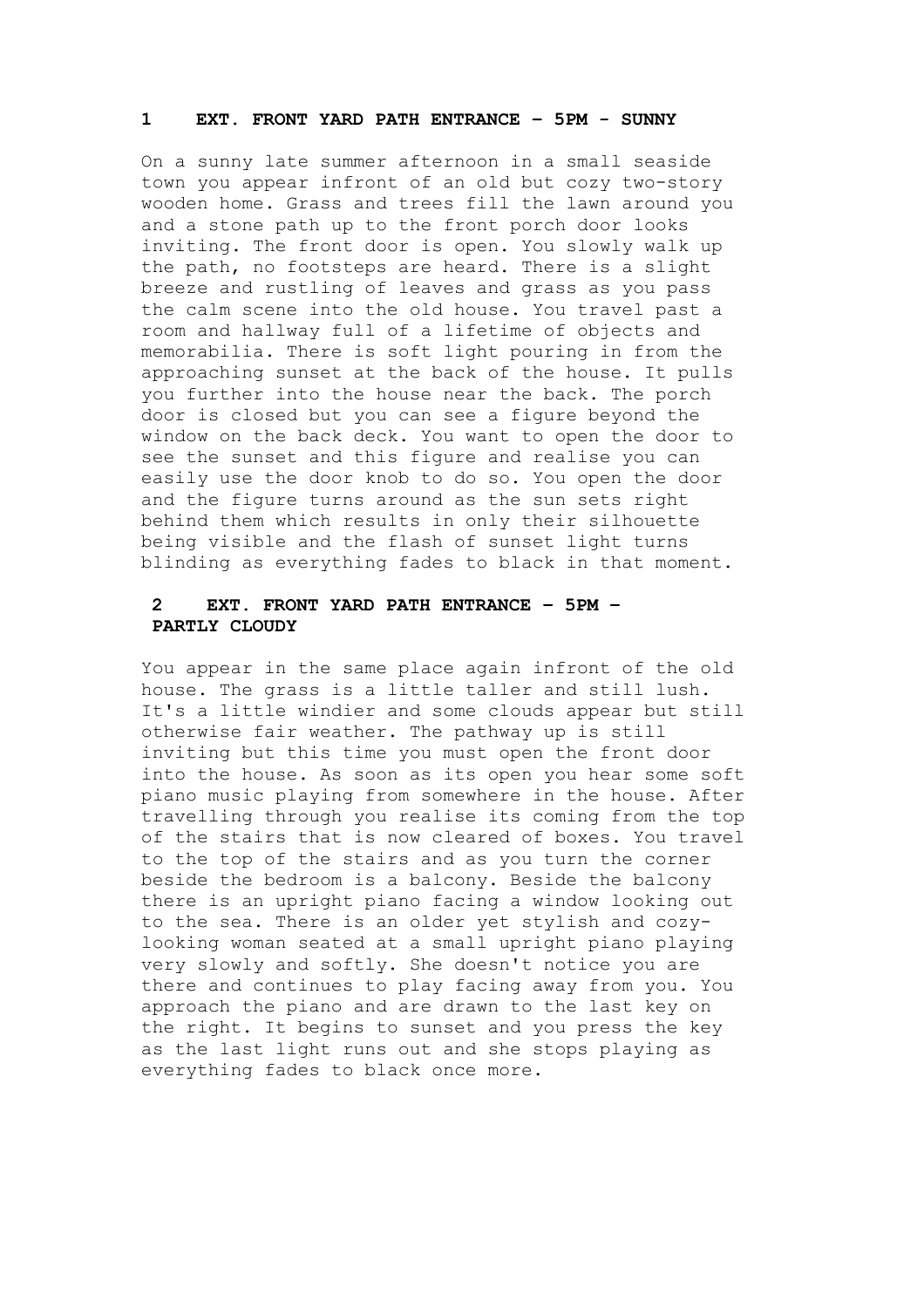**1 EXT. FRONT YARD PATH ENTRANCE - 5PM - SUNNY**

On a sunny late summer afternoon in a small seaside town you appear infront of an old but cozy two-story wooden home. Grass and trees fill the lawn around you and a stone path up to the front porch door looks inviting. The front door is open. You slowly walk up the path, no footsteps are heard. There is a slight breeze and rustling of leaves and grass as you pass the calm scene into the old house. You travel past a room and hallway full of a lifetime of objects and memorabilia. There is soft light pouring in from the approaching sunset at the back of the house. It pulls you further into the house near the back. The porch door is closed but you can see a figure beyond the window on the back deck. You want to open the door to see the sunset and this figure and realise you can easily use the door knob to do so. You open the door and the figure turns around as the sun sets right behind them which results in only their silhouette being visible and the flash of sunset light turns blinding as everything fades to black in that moment.

**2 EXT. FRONT YARD PATH ENTRANCE - 5PM - PARTLY CLOUDY**

You appear in the same place again infront of the old house. The grass is a little taller and still lush. It's a little windier and some clouds appear but still otherwise fair weather. The pathway up is still inviting but this time you must open the front door into the house. As soon as its open you hear some soft piano music playing from somewhere in the house. After travelling through you realise its coming from the top of the stairs that is now cleared of boxes. You travel to the top of the stairs and as you turn the corner beside the bedroom is a balcony. Beside the balcony there is an upright piano facing a window looking out to the sea. There is an older yet stylish and cozy-looking woman seated at a small upright piano playing very slowly and softly. She doesn't notice you are there and continues to play facing away from you. You approach the piano and are drawn to the last key on the right. It begins to sunset and you press the key as the last light runs out and she stops playing as everything fades to black once more.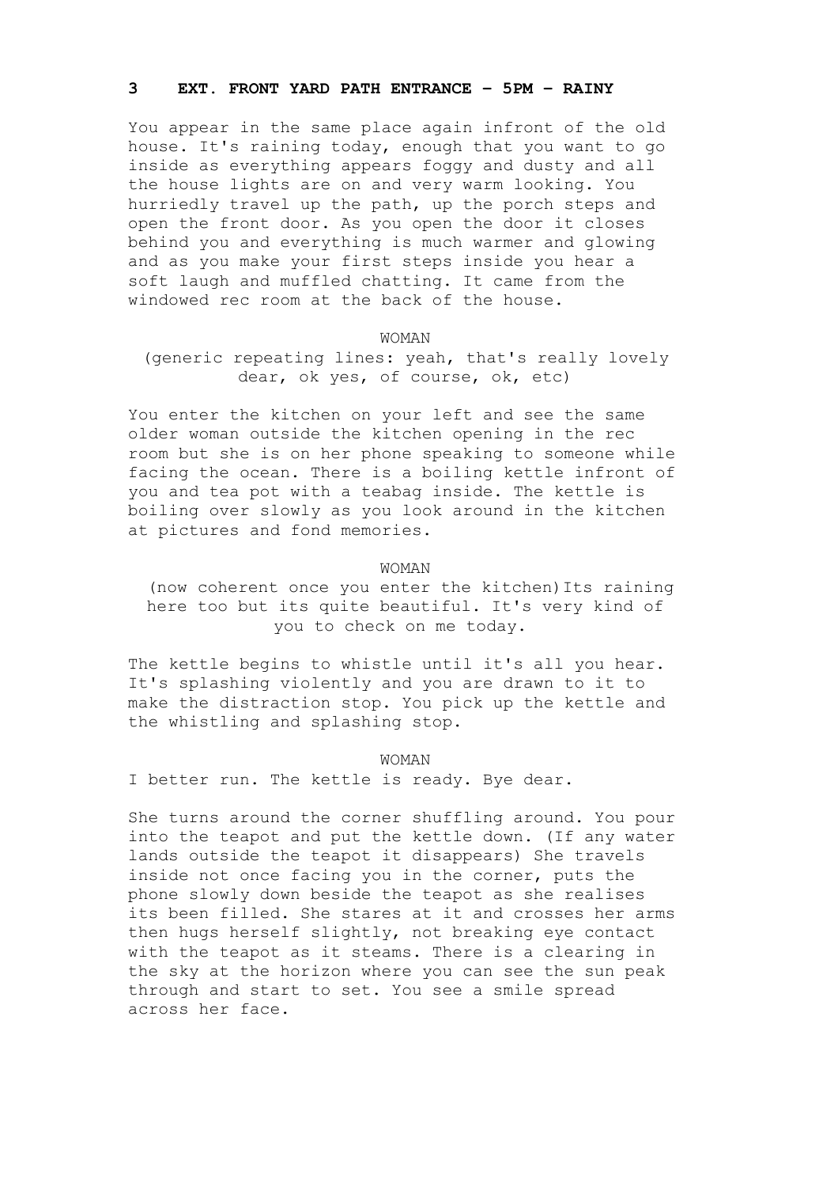### 3 EXT. FRONT YARD PATH ENTRANCE - 5PM - RAINY

You appear in the same place again infront of the old house. It's raining today, enough that you want to go inside as everything appears foggy and dusty and all the house lights are on and very warm looking. You hurriedly travel up the path, up the porch steps and open the front door. As you open the door it closes behind you and everything is much warmer and glowing and as you make your first steps inside you hear a soft laugh and muffled chatting. It came from the windowed rec room at the back of the house.

WOMAN

(generic repeating lines: yeah, that's really lovely dear, ok yes, of course, ok, etc)

You enter the kitchen on your left and see the same older woman outside the kitchen opening in the rec room but she is on her phone speaking to someone while facing the ocean. There is a boiling kettle infront of you and tea pot with a teabag inside. The kettle is boiling over slowly as you look around in the kitchen at pictures and fond memories.

WOMAN

(now coherent once you enter the kitchen)Its raining here too but its quite beautiful. It's very kind of you to check on me today.

The kettle begins to whistle until it's all you hear. It's splashing violently and you are drawn to it to make the distraction stop. You pick up the kettle and the whistling and splashing stop.

WOMAN

I better run. The kettle is ready. Bye dear.

She turns around the corner shuffling around. You pour into the teapot and put the kettle down. (If any water lands outside the teapot it disappears) She travels inside not once facing you in the corner, puts the phone slowly down beside the teapot as she realises its been filled. She stares at it and crosses her arms then hugs herself slightly, not breaking eye contact with the teapot as it steams. There is a clearing in the sky at the horizon where you can see the sun peak through and start to set. You see a smile spread across her face.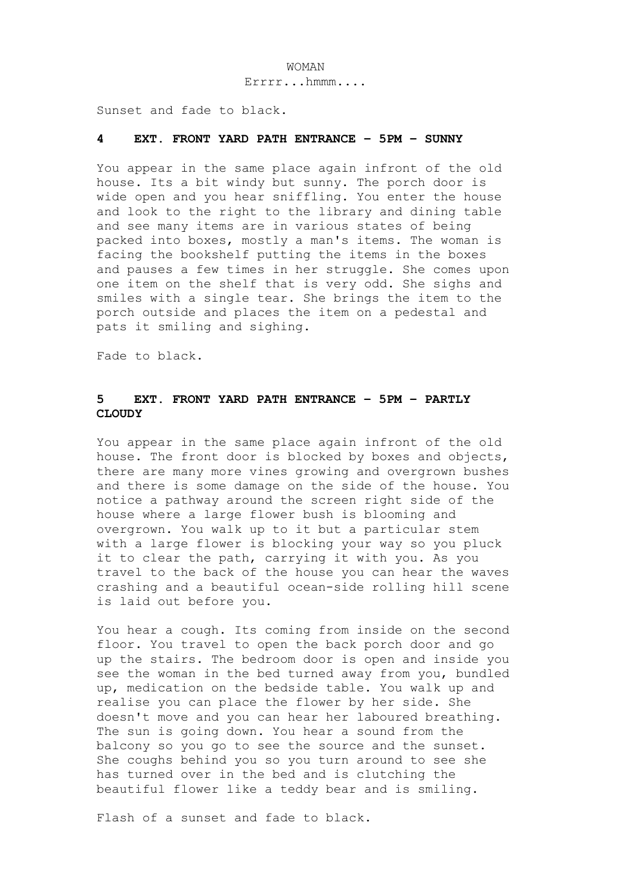WOMAN

Errrr...hmmm....

Sunset and fade to black.

**4 EXT. FRONT YARD PATH ENTRANCE - 5PM - SUNNY**

You appear in the same place again infront of the old house. Its a bit windy but sunny. The porch door is wide open and you hear sniffling. You enter the house and look to the right to the library and dining table and see many items are in various states of being packed into boxes, mostly a man's items. The woman is facing the bookshelf putting the items in the boxes and pauses a few times in her struggle. She comes upon one item on the shelf that is very odd. She sighs and smiles with a single tear. She brings the item to the porch outside and places the item on a pedestal and pats it smiling and sighing.

Fade to black.

**5 EXT. FRONT YARD PATH ENTRANCE - 5PM - PARTLY CLOUDY**

You appear in the same place again infront of the old house. The front door is blocked by boxes and objects, there are many more vines growing and overgrown bushes and there is some damage on the side of the house. You notice a pathway around the screen right side of the house where a large flower bush is blooming and overgrown. You walk up to it but a particular stem with a large flower is blocking your way so you pluck it to clear the path, carrying it with you. As you travel to the back of the house you can hear the waves crashing and a beautiful ocean-side rolling hill scene is laid out before you.

You hear a cough. Its coming from inside on the second floor. You travel to open the back porch door and go up the stairs. The bedroom door is open and inside you see the woman in the bed turned away from you, bundled up, medication on the bedside table. You walk up and realise you can place the flower by her side. She doesn't move and you can hear her laboured breathing. The sun is going down. You hear a sound from the balcony so you go to see the source and the sunset. She coughs behind you so you turn around to see she has turned over in the bed and is clutching the beautiful flower like a teddy bear and is smiling.

Flash of a sunset and fade to black.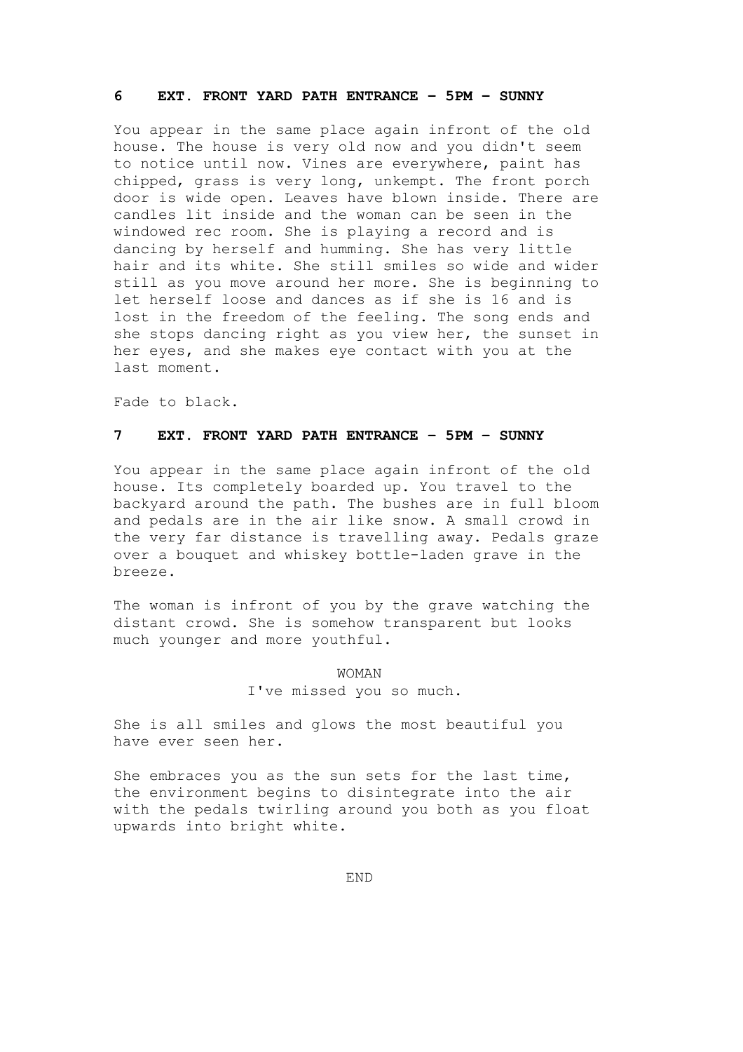**6 EXT. FRONT YARD PATH ENTRANCE - 5PM - SUNNY**

You appear in the same place again infront of the old house. The house is very old now and you didn't seem to notice until now. Vines are everywhere, paint has chipped, grass is very long, unkempt. The front porch door is wide open. Leaves have blown inside. There are candles lit inside and the woman can be seen in the windowed rec room. She is playing a record and is dancing by herself and humming. She has very little hair and its white. She still smiles so wide and wider still as you move around her more. She is beginning to let herself loose and dances as if she is 16 and is lost in the freedom of the feeling. The song ends and she stops dancing right as you view her, the sunset in her eyes, and she makes eye contact with you at the last moment.

Fade to black.

**7 EXT. FRONT YARD PATH ENTRANCE - 5PM - SUNNY**

You appear in the same place again infront of the old house. Its completely boarded up. You travel to the backyard around the path. The bushes are in full bloom and pedals are in the air like snow. A small crowd in the very far distance is travelling away. Pedals graze over a bouquet and whiskey bottle-laden grave in the breeze.

The woman is infront of you by the grave watching the distant crowd. She is somehow transparent but looks much younger and more youthful.

WOMAN

I've missed you so much.

She is all smiles and glows the most beautiful you have ever seen her.

She embraces you as the sun sets for the last time, the environment begins to disintegrate into the air with the pedals twirling around you both as you float upwards into bright white.

END